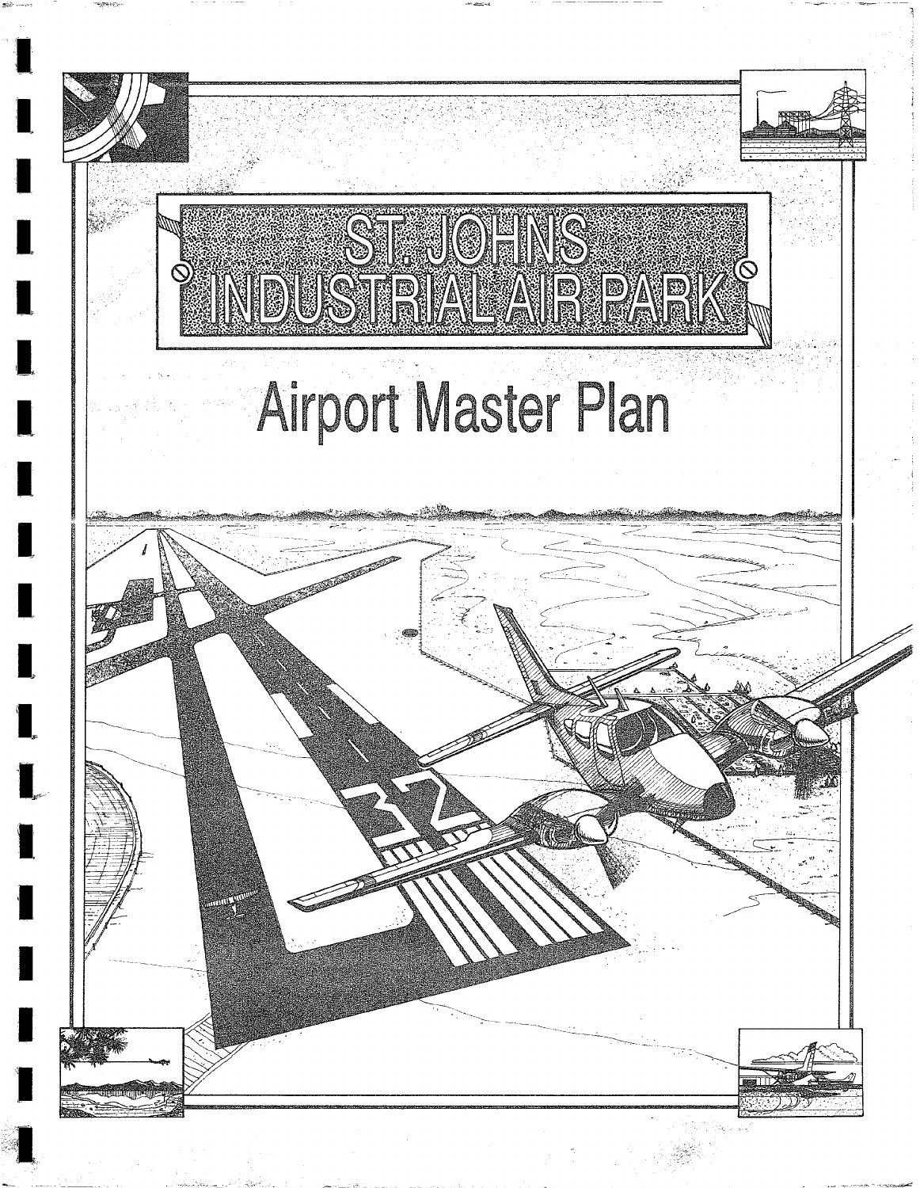# ST. JOHNS INDUSTRIAL AIR PARK

## Airport Master Plan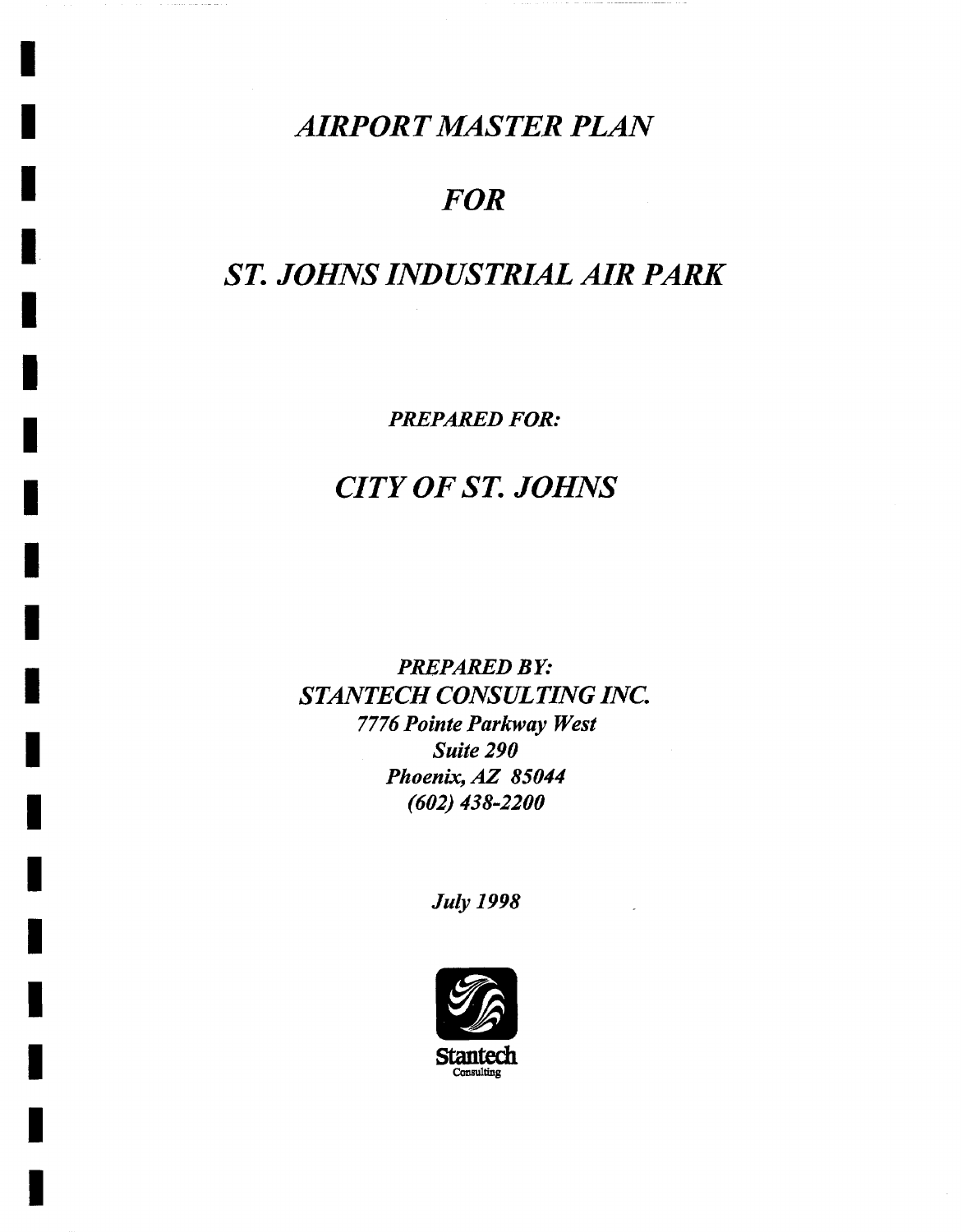# *AIRPORT MASTER PLAN*

# *FOR*

# *ST. JOHNS INDUSTRIAL AIR PARK*

***PREPARED FOR:***

## *CITY OF ST. JOHNS*

***PREPARED BY:***
***STANTECH CONSULTING INC.***
***7776 Pointe Parkway West***
***Suite 290***
***Phoenix, AZ 85044***
***(602) 438-2200***

***July 1998***

Stantech
Consulting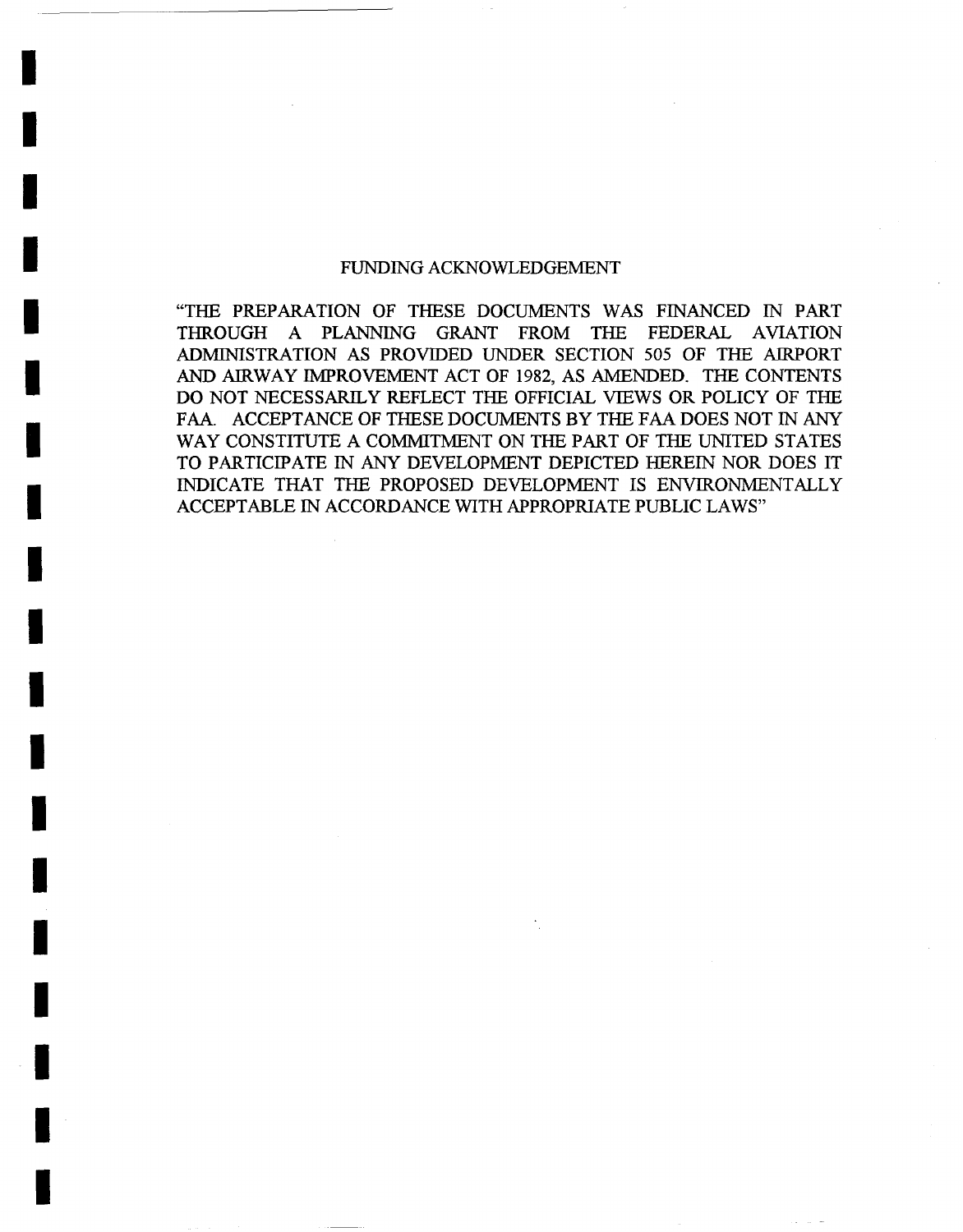# FUNDING ACKNOWLEDGEMENT

"THE PREPARATION OF THESE DOCUMENTS WAS FINANCED IN PART THROUGH A PLANNING GRANT FROM THE FEDERAL AVIATION ADMINISTRATION AS PROVIDED UNDER SECTION 505 OF THE AIRPORT AND AIRWAY IMPROVEMENT ACT OF 1982, AS AMENDED. THE CONTENTS DO NOT NECESSARILY REFLECT THE OFFICIAL VIEWS OR POLICY OF THE FAA. ACCEPTANCE OF THESE DOCUMENTS BY THE FAA DOES NOT IN ANY WAY CONSTITUTE A COMMITMENT ON THE PART OF THE UNITED STATES TO PARTICIPATE IN ANY DEVELOPMENT DEPICTED HEREIN NOR DOES IT INDICATE THAT THE PROPOSED DEVELOPMENT IS ENVIRONMENTALLY ACCEPTABLE IN ACCORDANCE WITH APPROPRIATE PUBLIC LAWS"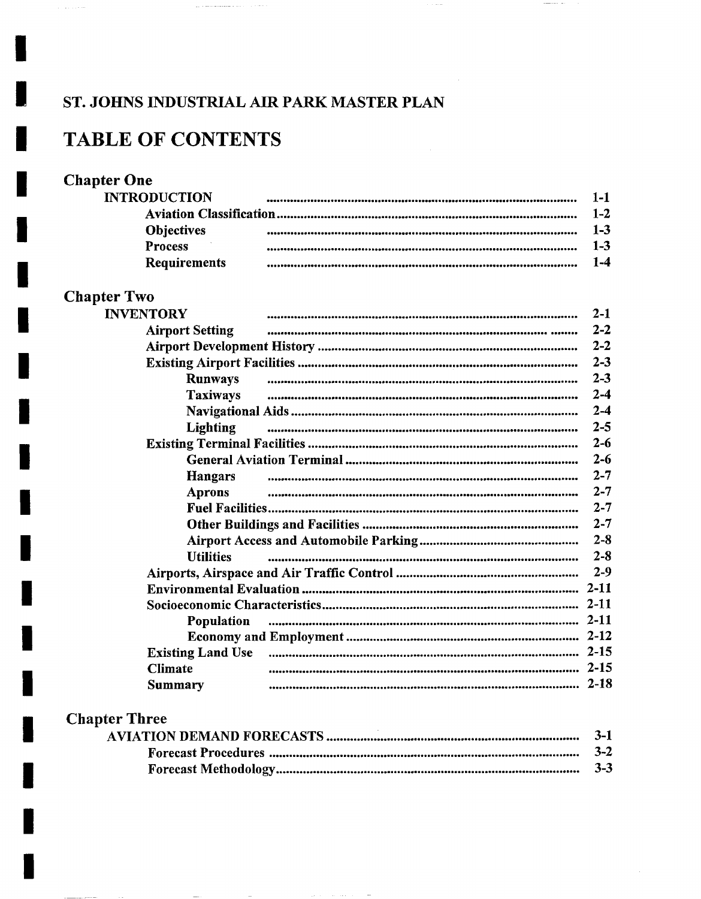## ST. JOHNS INDUSTRIAL AIR PARK MASTER PLAN

# TABLE OF CONTENTS

## Chapter One

| | |
|---|---|
| INTRODUCTION | 1-1 |
| Aviation Classification | 1-2 |
| Objectives | 1-3 |
| Process | 1-3 |
| Requirements | 1-4 |

## Chapter Two

| | |
|---|---|
| INVENTORY | 2-1 |
| Airport Setting | 2-2 |
| Airport Development History | 2-2 |
| Existing Airport Facilities | 2-3 |
| Runways | 2-3 |
| Taxiways | 2-4 |
| Navigational Aids | 2-4 |
| Lighting | 2-5 |
| Existing Terminal Facilities | 2-6 |
| General Aviation Terminal | 2-6 |
| Hangars | 2-7 |
| Aprons | 2-7 |
| Fuel Facilities | 2-7 |
| Other Buildings and Facilities | 2-7 |
| Airport Access and Automobile Parking | 2-8 |
| Utilities | 2-8 |
| Airports, Airspace and Air Traffic Control | 2-9 |
| Environmental Evaluation | 2-11 |
| Socioeconomic Characteristics | 2-11 |
| Population | 2-11 |
| Economy and Employment | 2-12 |
| Existing Land Use | 2-15 |
| Climate | 2-15 |
| Summary | 2-18 |

## Chapter Three

| | |
|---|---|
| AVIATION DEMAND FORECASTS | 3-1 |
| Forecast Procedures | 3-2 |
| Forecast Methodology | 3-3 |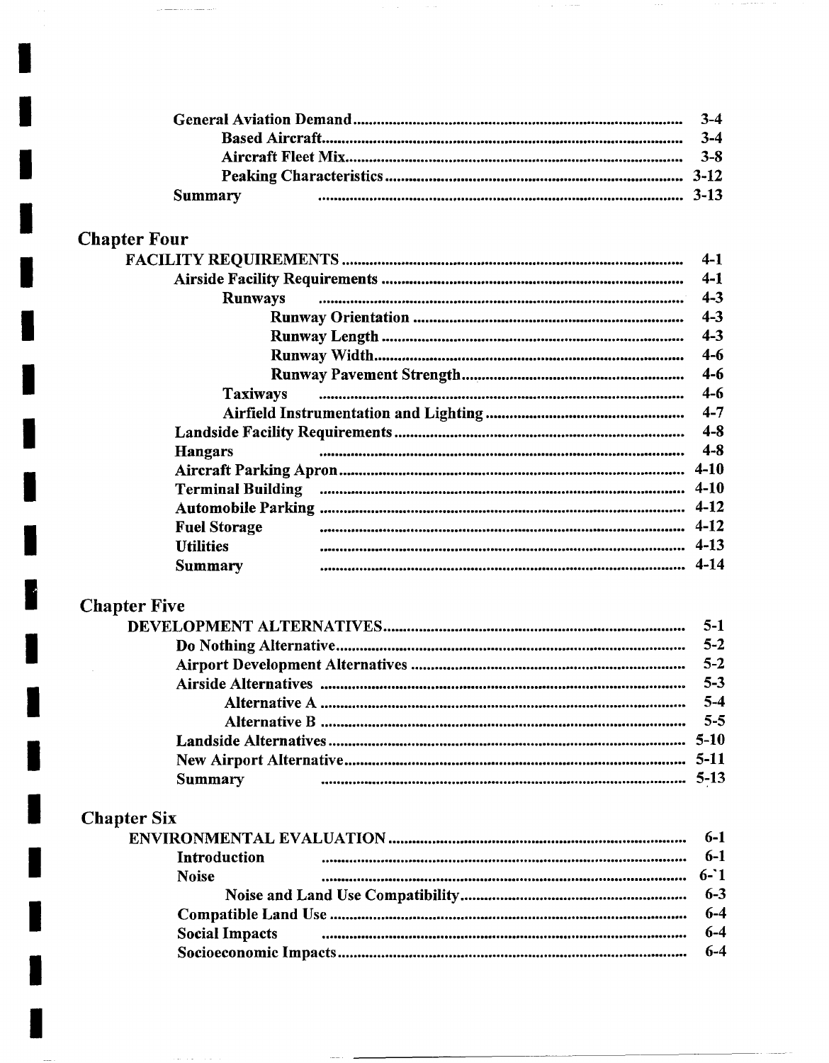General Aviation Demand ........................................................................ 3-4
Based Aircraft ........................................................................ 3-4
Aircraft Fleet Mix ........................................................................ 3-8
Peaking Characteristics ........................................................................ 3-12
Summary ........................................................................ 3-13

## Chapter Four

FACILITY REQUIREMENTS ........................................................................ 4-1
Airside Facility Requirements ........................................................................ 4-1
Runways ........................................................................ 4-3
Runway Orientation ........................................................................ 4-3
Runway Length ........................................................................ 4-3
Runway Width ........................................................................ 4-6
Runway Pavement Strength ........................................................................ 4-6
Taxiways ........................................................................ 4-6
Airfield Instrumentation and Lighting ........................................................................ 4-7
Landside Facility Requirements ........................................................................ 4-8
Hangars ........................................................................ 4-8
Aircraft Parking Apron ........................................................................ 4-10
Terminal Building ........................................................................ 4-10
Automobile Parking ........................................................................ 4-12
Fuel Storage ........................................................................ 4-12
Utilities ........................................................................ 4-13
Summary ........................................................................ 4-14

## Chapter Five

DEVELOPMENT ALTERNATIVES ........................................................................ 5-1
Do Nothing Alternative ........................................................................ 5-2
Airport Development Alternatives ........................................................................ 5-2
Airside Alternatives ........................................................................ 5-3
Alternative A ........................................................................ 5-4
Alternative B ........................................................................ 5-5
Landside Alternatives ........................................................................ 5-10
New Airport Alternative ........................................................................ 5-11
Summary ........................................................................ 5-13

## Chapter Six

ENVIRONMENTAL EVALUATION ........................................................................ 6-1
Introduction ........................................................................ 6-1
Noise ........................................................................ 6-`1
Noise and Land Use Compatibility ........................................................................ 6-3
Compatible Land Use ........................................................................ 6-4
Social Impacts ........................................................................ 6-4
Socioeconomic Impacts ........................................................................ 6-4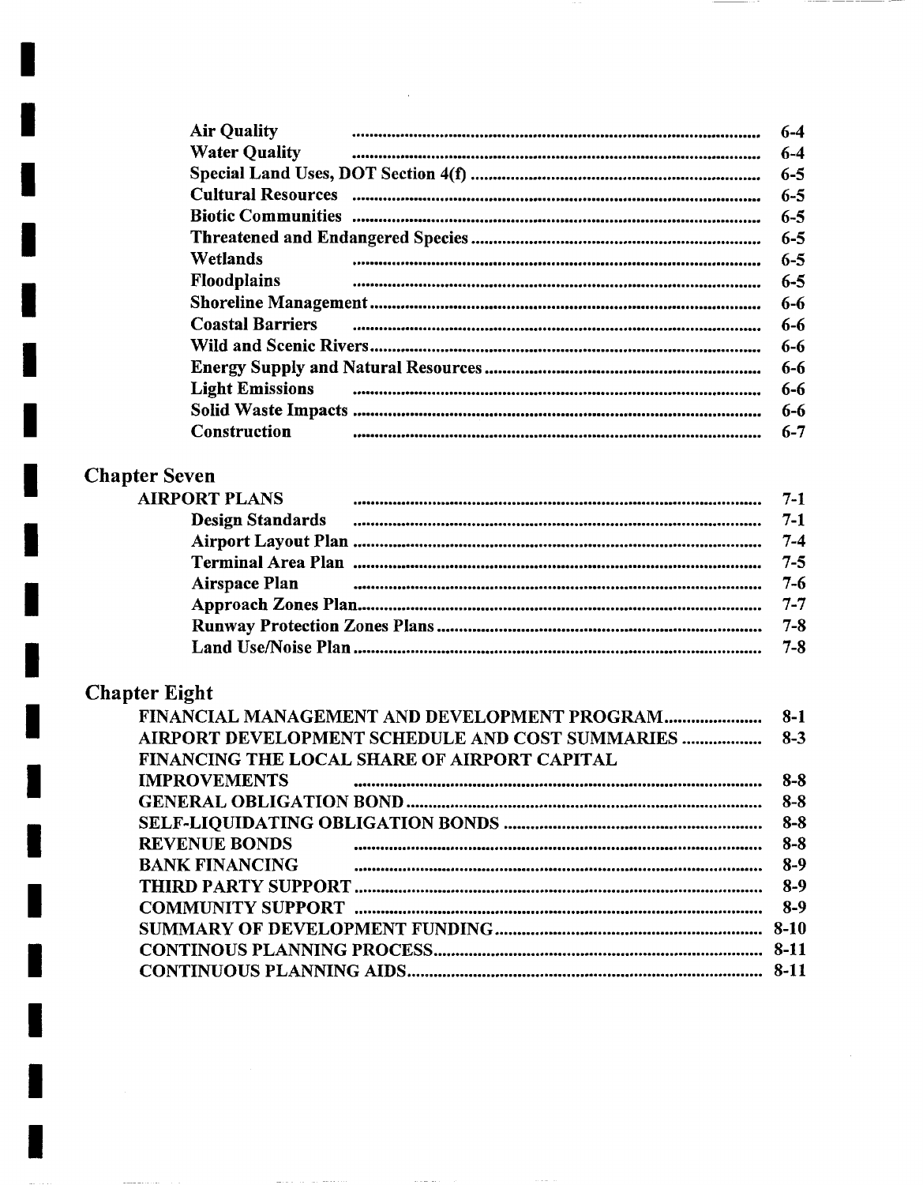| | |
|---|---|
| **Air Quality** | 6-4 |
| **Water Quality** | 6-4 |
| **Special Land Uses, DOT Section 4(f)** | 6-5 |
| **Cultural Resources** | 6-5 |
| **Biotic Communities** | 6-5 |
| **Threatened and Endangered Species** | 6-5 |
| **Wetlands** | 6-5 |
| **Floodplains** | 6-5 |
| **Shoreline Management** | 6-6 |
| **Coastal Barriers** | 6-6 |
| **Wild and Scenic Rivers** | 6-6 |
| **Energy Supply and Natural Resources** | 6-6 |
| **Light Emissions** | 6-6 |
| **Solid Waste Impacts** | 6-6 |
| **Construction** | 6-7 |

## Chapter Seven

| | |
|---|---|
| AIRPORT PLANS | 7-1 |
| **Design Standards** | 7-1 |
| **Airport Layout Plan** | 7-4 |
| **Terminal Area Plan** | 7-5 |
| **Airspace Plan** | 7-6 |
| **Approach Zones Plan** | 7-7 |
| **Runway Protection Zones Plans** | 7-8 |
| **Land Use/Noise Plan** | 7-8 |

## Chapter Eight

| | |
|---|---|
| FINANCIAL MANAGEMENT AND DEVELOPMENT PROGRAM | 8-1 |
| AIRPORT DEVELOPMENT SCHEDULE AND COST SUMMARIES | 8-3 |
| FINANCING THE LOCAL SHARE OF AIRPORT CAPITAL IMPROVEMENTS | 8-8 |
| GENERAL OBLIGATION BOND | 8-8 |
| SELF-LIQUIDATING OBLIGATION BONDS | 8-8 |
| REVENUE BONDS | 8-8 |
| BANK FINANCING | 8-9 |
| THIRD PARTY SUPPORT | 8-9 |
| COMMUNITY SUPPORT | 8-9 |
| SUMMARY OF DEVELOPMENT FUNDING | 8-10 |
| CONTINOUS PLANNING PROCESS | 8-11 |
| CONTINUOUS PLANNING AIDS | 8-11 |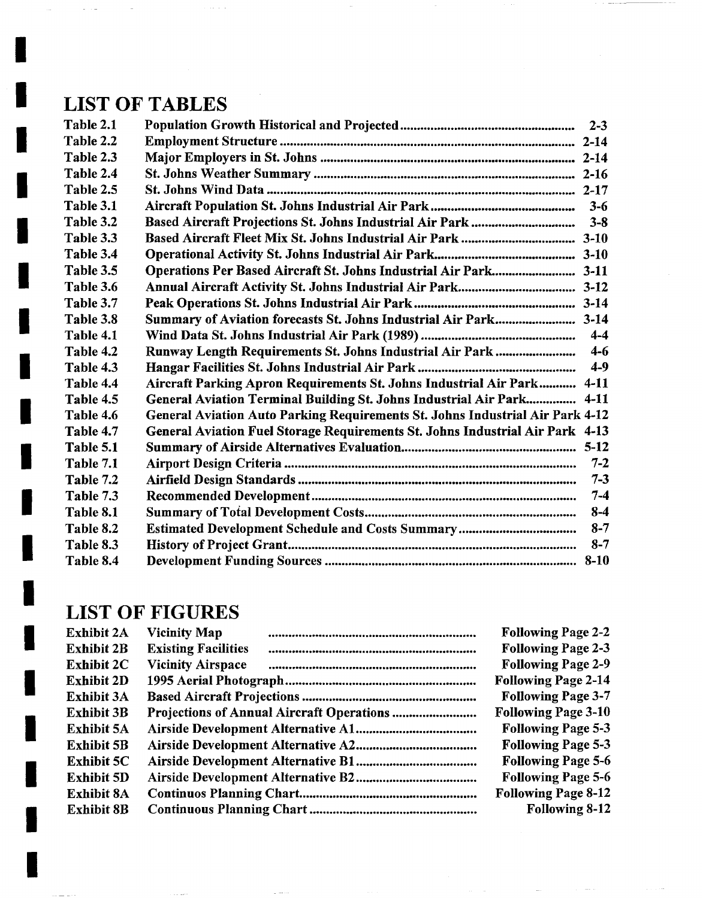## LIST OF TABLES

| | | |
|---|---|---|
| Table 2.1 | Population Growth Historical and Projected | 2-3 |
| Table 2.2 | Employment Structure | 2-14 |
| Table 2.3 | Major Employers in St. Johns | 2-14 |
| Table 2.4 | St. Johns Weather Summary | 2-16 |
| Table 2.5 | St. Johns Wind Data | 2-17 |
| Table 3.1 | Aircraft Population St. Johns Industrial Air Park | 3-6 |
| Table 3.2 | Based Aircraft Projections St. Johns Industrial Air Park | 3-8 |
| Table 3.3 | Based Aircraft Fleet Mix St. Johns Industrial Air Park | 3-10 |
| Table 3.4 | Operational Activity St. Johns Industrial Air Park | 3-10 |
| Table 3.5 | Operations Per Based Aircraft St. Johns Industrial Air Park | 3-11 |
| Table 3.6 | Annual Aircraft Activity St. Johns Industrial Air Park | 3-12 |
| Table 3.7 | Peak Operations St. Johns Industrial Air Park | 3-14 |
| Table 3.8 | Summary of Aviation forecasts St. Johns Industrial Air Park | 3-14 |
| Table 4.1 | Wind Data St. Johns Industrial Air Park (1989) | 4-4 |
| Table 4.2 | Runway Length Requirements St. Johns Industrial Air Park | 4-6 |
| Table 4.3 | Hangar Facilities St. Johns Industrial Air Park | 4-9 |
| Table 4.4 | Aircraft Parking Apron Requirements St. Johns Industrial Air Park | 4-11 |
| Table 4.5 | General Aviation Terminal Building St. Johns Industrial Air Park | 4-11 |
| Table 4.6 | General Aviation Auto Parking Requirements St. Johns Industrial Air Park | 4-12 |
| Table 4.7 | General Aviation Fuel Storage Requirements St. Johns Industrial Air Park | 4-13 |
| Table 5.1 | Summary of Airside Alternatives Evaluation | 5-12 |
| Table 7.1 | Airport Design Criteria | 7-2 |
| Table 7.2 | Airfield Design Standards | 7-3 |
| Table 7.3 | Recommended Development | 7-4 |
| Table 8.1 | Summary of Total Development Costs | 8-4 |
| Table 8.2 | Estimated Development Schedule and Costs Summary | 8-7 |
| Table 8.3 | History of Project Grant | 8-7 |
| Table 8.4 | Development Funding Sources | 8-10 |

## LIST OF FIGURES

| | | |
|---|---|---|
| Exhibit 2A | Vicinity Map | Following Page 2-2 |
| Exhibit 2B | Existing Facilities | Following Page 2-3 |
| Exhibit 2C | Vicinity Airspace | Following Page 2-9 |
| Exhibit 2D | 1995 Aerial Photograph | Following Page 2-14 |
| Exhibit 3A | Based Aircraft Projections | Following Page 3-7 |
| Exhibit 3B | Projections of Annual Aircraft Operations | Following Page 3-10 |
| Exhibit 5A | Airside Development Alternative A1 | Following Page 5-3 |
| Exhibit 5B | Airside Development Alternative A2 | Following Page 5-3 |
| Exhibit 5C | Airside Development Alternative B1 | Following Page 5-6 |
| Exhibit 5D | Airside Development Alternative B2 | Following Page 5-6 |
| Exhibit 8A | Continuos Planning Chart | Following Page 8-12 |
| Exhibit 8B | Continuous Planning Chart | Following 8-12 |